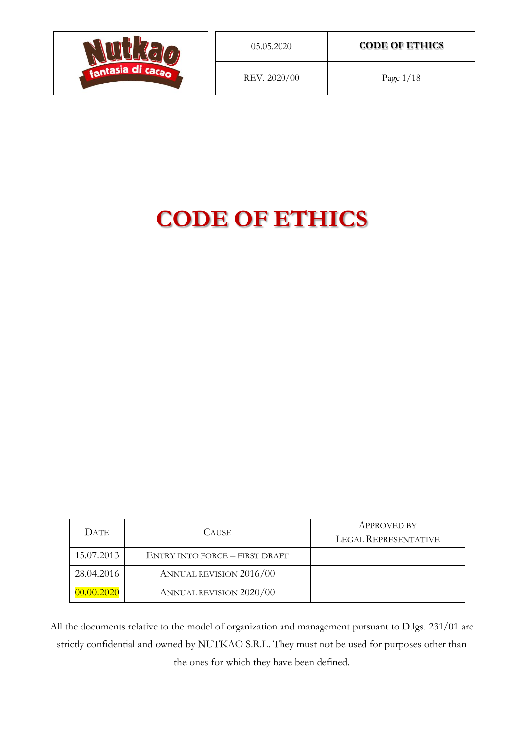# CODE OF ETHICS

| Date | Cause | Approved by Legal Representative |
|---|---|---|
| 15.07.2013 | Entry into force – first draft | |
| 28.04.2016 | Annual revision 2016/00 | |
| 00.00.2020 | Annual revision 2020/00 | |

All the documents relative to the model of organization and management pursuant to D.lgs. 231/01 are strictly confidential and owned by NUTKAO S.R.L. They must not be used for purposes other than the ones for which they have been defined.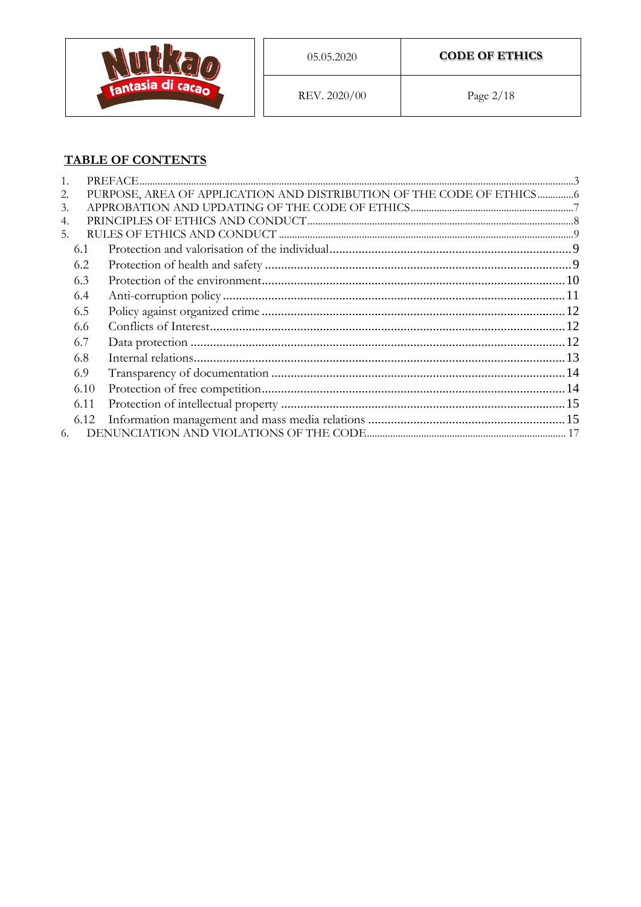## TABLE OF CONTENTS

1. PREFACE ........ 3
2. PURPOSE, AREA OF APPLICATION AND DISTRIBUTION OF THE CODE OF ETHICS ........ 6
3. APPROBATION AND UPDATING OF THE CODE OF ETHICS ........ 7
4. PRINCIPLES OF ETHICS AND CONDUCT ........ 8
5. RULES OF ETHICS AND CONDUCT ........ 9
   - 6.1 Protection and valorisation of the individual ........ 9
   - 6.2 Protection of health and safety ........ 9
   - 6.3 Protection of the environment ........ 10
   - 6.4 Anti-corruption policy ........ 11
   - 6.5 Policy against organized crime ........ 12
   - 6.6 Conflicts of Interest ........ 12
   - 6.7 Data protection ........ 12
   - 6.8 Internal relations ........ 13
   - 6.9 Transparency of documentation ........ 14
   - 6.10 Protection of free competition ........ 14
   - 6.11 Protection of intellectual property ........ 15
   - 6.12 Information management and mass media relations ........ 15
6. DENUNCIATION AND VIOLATIONS OF THE CODE ........ 17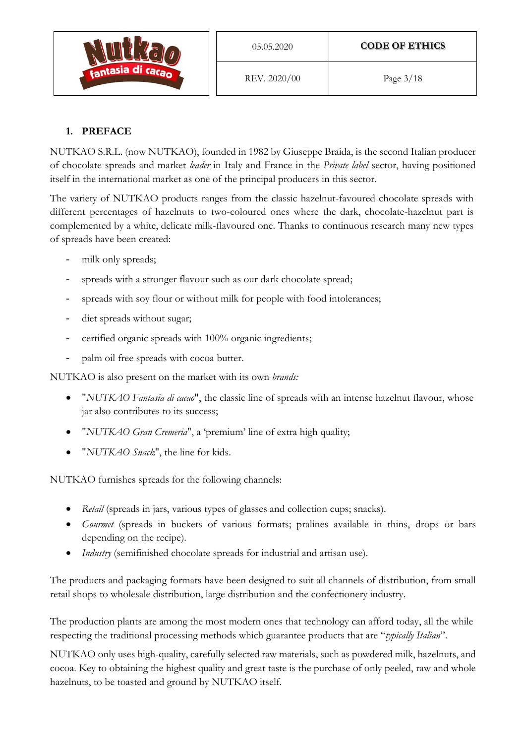## 1. PREFACE

NUTKAO S.R.L. (now NUTKAO), founded in 1982 by Giuseppe Braida, is the second Italian producer of chocolate spreads and market *leader* in Italy and France in the *Private label* sector, having positioned itself in the international market as one of the principal producers in this sector.

The variety of NUTKAO products ranges from the classic hazelnut-favoured chocolate spreads with different percentages of hazelnuts to two-coloured ones where the dark, chocolate-hazelnut part is complemented by a white, delicate milk-flavoured one. Thanks to continuous research many new types of spreads have been created:

- milk only spreads;
- spreads with a stronger flavour such as our dark chocolate spread;
- spreads with soy flour or without milk for people with food intolerances;
- diet spreads without sugar;
- certified organic spreads with 100% organic ingredients;
- palm oil free spreads with cocoa butter.

NUTKAO is also present on the market with its own *brands:*

- "*NUTKAO Fantasia di cacao*", the classic line of spreads with an intense hazelnut flavour, whose jar also contributes to its success;
- "*NUTKAO Gran Cremeria*", a 'premium' line of extra high quality;
- "*NUTKAO Snack*", the line for kids.

NUTKAO furnishes spreads for the following channels:

- *Retail* (spreads in jars, various types of glasses and collection cups; snacks).
- *Gourmet* (spreads in buckets of various formats; pralines available in thins, drops or bars depending on the recipe).
- *Industry* (semifinished chocolate spreads for industrial and artisan use).

The products and packaging formats have been designed to suit all channels of distribution, from small retail shops to wholesale distribution, large distribution and the confectionery industry.

The production plants are among the most modern ones that technology can afford today, all the while respecting the traditional processing methods which guarantee products that are "*typically Italian*".

NUTKAO only uses high-quality, carefully selected raw materials, such as powdered milk, hazelnuts, and cocoa. Key to obtaining the highest quality and great taste is the purchase of only peeled, raw and whole hazelnuts, to be toasted and ground by NUTKAO itself.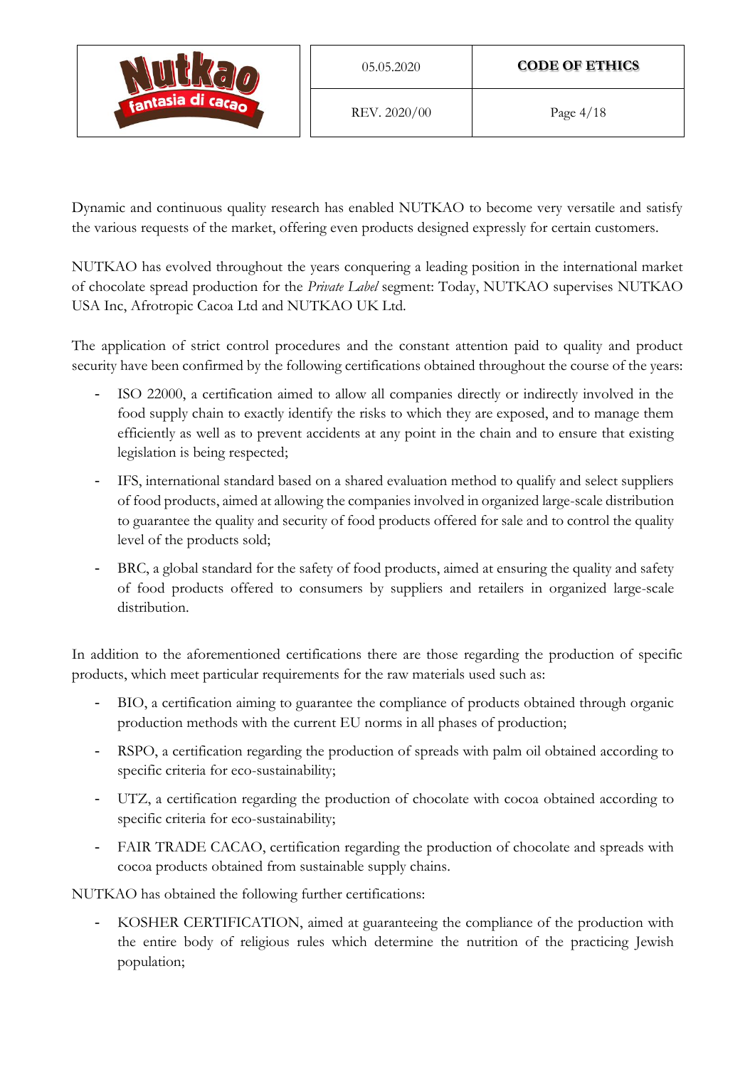Dynamic and continuous quality research has enabled NUTKAO to become very versatile and satisfy the various requests of the market, offering even products designed expressly for certain customers.

NUTKAO has evolved throughout the years conquering a leading position in the international market of chocolate spread production for the *Private Label* segment: Today, NUTKAO supervises NUTKAO USA Inc, Afrotropic Cacoa Ltd and NUTKAO UK Ltd.

The application of strict control procedures and the constant attention paid to quality and product security have been confirmed by the following certifications obtained throughout the course of the years:

- ISO 22000, a certification aimed to allow all companies directly or indirectly involved in the food supply chain to exactly identify the risks to which they are exposed, and to manage them efficiently as well as to prevent accidents at any point in the chain and to ensure that existing legislation is being respected;
- IFS, international standard based on a shared evaluation method to qualify and select suppliers of food products, aimed at allowing the companies involved in organized large-scale distribution to guarantee the quality and security of food products offered for sale and to control the quality level of the products sold;
- BRC, a global standard for the safety of food products, aimed at ensuring the quality and safety of food products offered to consumers by suppliers and retailers in organized large-scale distribution.

In addition to the aforementioned certifications there are those regarding the production of specific products, which meet particular requirements for the raw materials used such as:

- BIO, a certification aiming to guarantee the compliance of products obtained through organic production methods with the current EU norms in all phases of production;
- RSPO, a certification regarding the production of spreads with palm oil obtained according to specific criteria for eco-sustainability;
- UTZ, a certification regarding the production of chocolate with cocoa obtained according to specific criteria for eco-sustainability;
- FAIR TRADE CACAO, certification regarding the production of chocolate and spreads with cocoa products obtained from sustainable supply chains.

NUTKAO has obtained the following further certifications:

- KOSHER CERTIFICATION, aimed at guaranteeing the compliance of the production with the entire body of religious rules which determine the nutrition of the practicing Jewish population;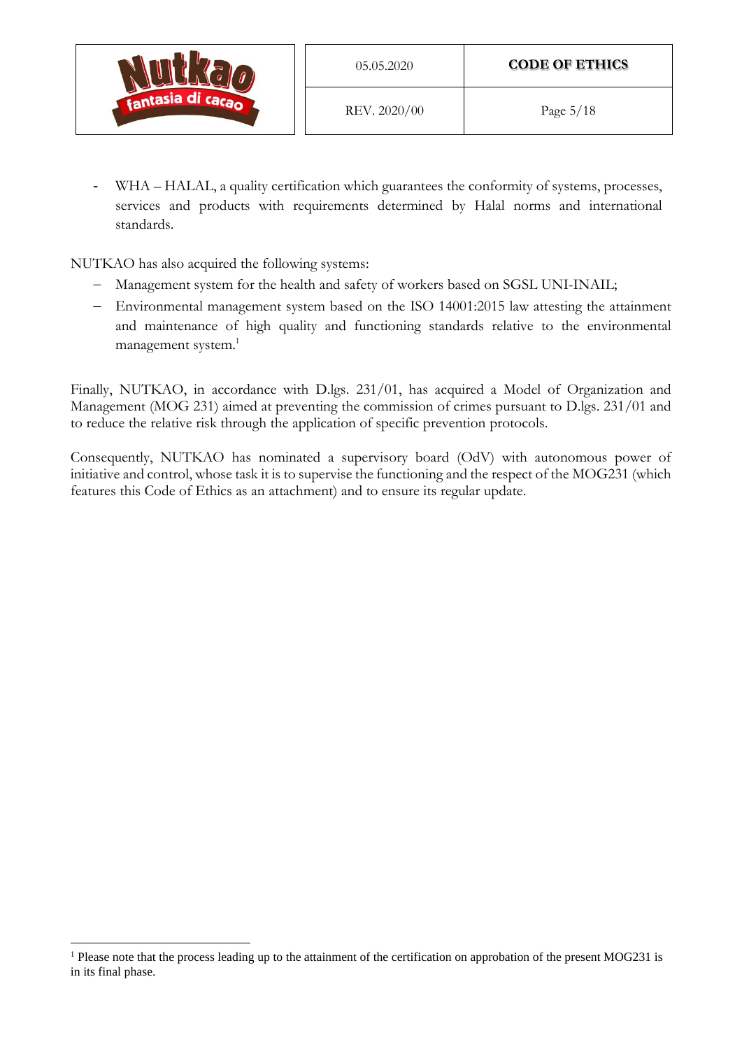- WHA – HALAL, a quality certification which guarantees the conformity of systems, processes, services and products with requirements determined by Halal norms and international standards.

NUTKAO has also acquired the following systems:

- Management system for the health and safety of workers based on SGSL UNI-INAIL;
- Environmental management system based on the ISO 14001:2015 law attesting the attainment and maintenance of high quality and functioning standards relative to the environmental management system.[1]

Finally, NUTKAO, in accordance with D.lgs. 231/01, has acquired a Model of Organization and Management (MOG 231) aimed at preventing the commission of crimes pursuant to D.lgs. 231/01 and to reduce the relative risk through the application of specific prevention protocols.

Consequently, NUTKAO has nominated a supervisory board (OdV) with autonomous power of initiative and control, whose task it is to supervise the functioning and the respect of the MOG231 (which features this Code of Ethics as an attachment) and to ensure its regular update.

[1] Please note that the process leading up to the attainment of the certification on approbation of the present MOG231 is in its final phase.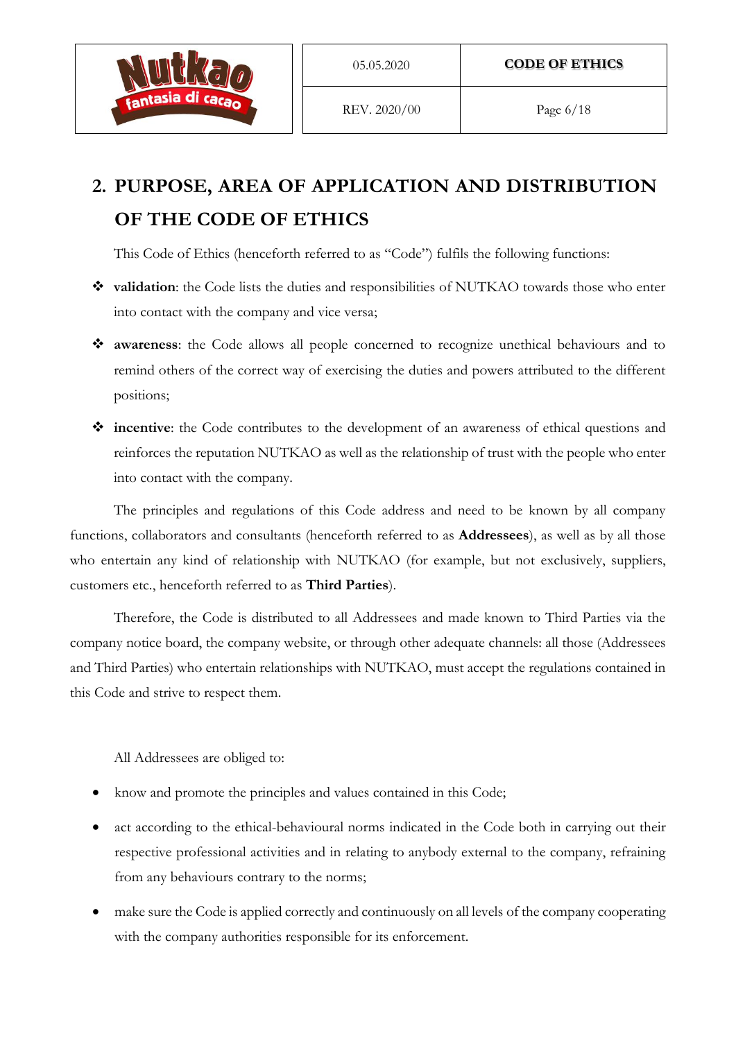## 2. PURPOSE, AREA OF APPLICATION AND DISTRIBUTION OF THE CODE OF ETHICS

This Code of Ethics (henceforth referred to as "Code") fulfils the following functions:

- **validation**: the Code lists the duties and responsibilities of NUTKAO towards those who enter into contact with the company and vice versa;
- **awareness**: the Code allows all people concerned to recognize unethical behaviours and to remind others of the correct way of exercising the duties and powers attributed to the different positions;
- **incentive**: the Code contributes to the development of an awareness of ethical questions and reinforces the reputation NUTKAO as well as the relationship of trust with the people who enter into contact with the company.

The principles and regulations of this Code address and need to be known by all company functions, collaborators and consultants (henceforth referred to as **Addressees**), as well as by all those who entertain any kind of relationship with NUTKAO (for example, but not exclusively, suppliers, customers etc., henceforth referred to as **Third Parties**).

Therefore, the Code is distributed to all Addressees and made known to Third Parties via the company notice board, the company website, or through other adequate channels: all those (Addressees and Third Parties) who entertain relationships with NUTKAO, must accept the regulations contained in this Code and strive to respect them.

All Addressees are obliged to:

- know and promote the principles and values contained in this Code;
- act according to the ethical-behavioural norms indicated in the Code both in carrying out their respective professional activities and in relating to anybody external to the company, refraining from any behaviours contrary to the norms;
- make sure the Code is applied correctly and continuously on all levels of the company cooperating with the company authorities responsible for its enforcement.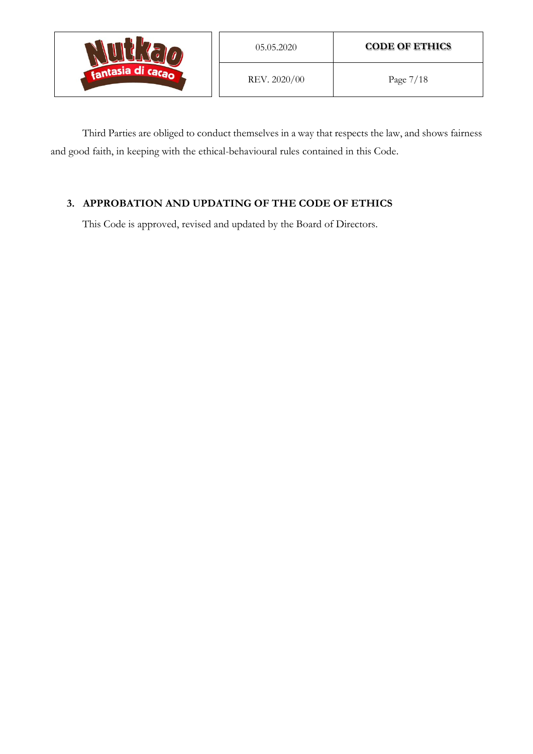Third Parties are obliged to conduct themselves in a way that respects the law, and shows fairness and good faith, in keeping with the ethical-behavioural rules contained in this Code.

## 3. APPROBATION AND UPDATING OF THE CODE OF ETHICS

This Code is approved, revised and updated by the Board of Directors.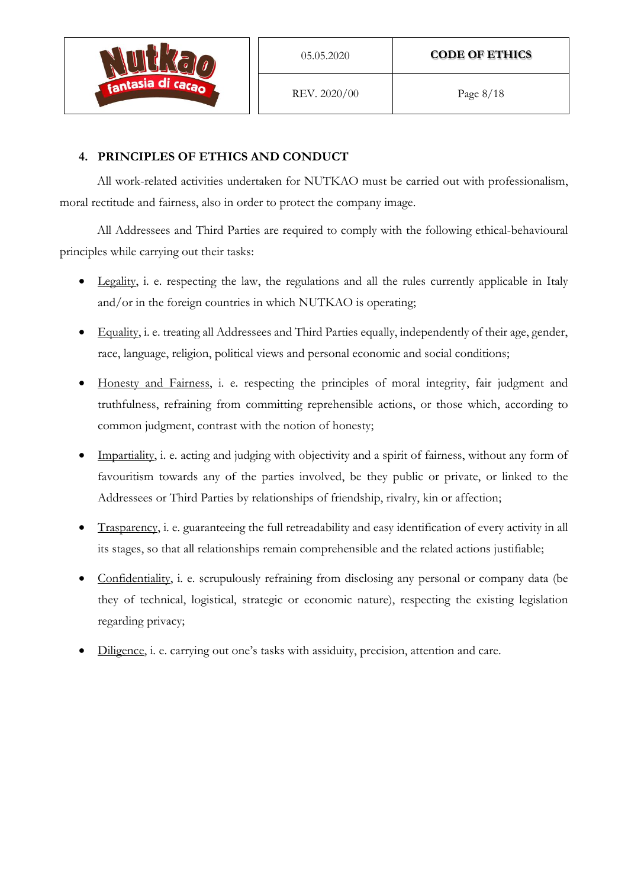## 4. PRINCIPLES OF ETHICS AND CONDUCT

All work-related activities undertaken for NUTKAO must be carried out with professionalism, moral rectitude and fairness, also in order to protect the company image.

All Addressees and Third Parties are required to comply with the following ethical-behavioural principles while carrying out their tasks:

- Legality, i. e. respecting the law, the regulations and all the rules currently applicable in Italy and/or in the foreign countries in which NUTKAO is operating;
- Equality, i. e. treating all Addressees and Third Parties equally, independently of their age, gender, race, language, religion, political views and personal economic and social conditions;
- Honesty and Fairness, i. e. respecting the principles of moral integrity, fair judgment and truthfulness, refraining from committing reprehensible actions, or those which, according to common judgment, contrast with the notion of honesty;
- Impartiality, i. e. acting and judging with objectivity and a spirit of fairness, without any form of favouritism towards any of the parties involved, be they public or private, or linked to the Addressees or Third Parties by relationships of friendship, rivalry, kin or affection;
- Trasparency, i. e. guaranteeing the full retreadability and easy identification of every activity in all its stages, so that all relationships remain comprehensible and the related actions justifiable;
- Confidentiality, i. e. scrupulously refraining from disclosing any personal or company data (be they of technical, logistical, strategic or economic nature), respecting the existing legislation regarding privacy;
- Diligence, i. e. carrying out one's tasks with assiduity, precision, attention and care.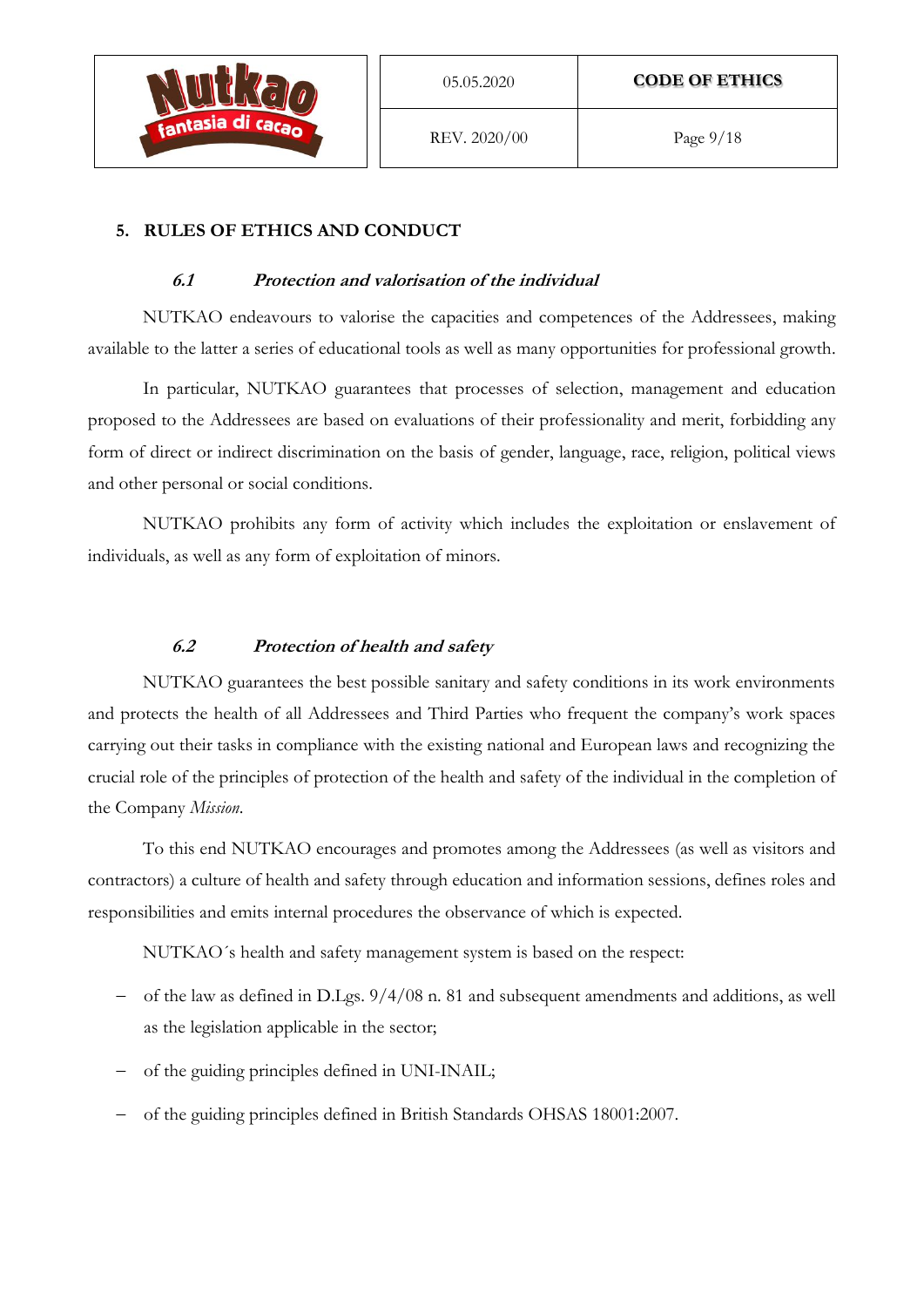## 5. RULES OF ETHICS AND CONDUCT

### *6.1 Protection and valorisation of the individual*

NUTKAO endeavours to valorise the capacities and competences of the Addressees, making available to the latter a series of educational tools as well as many opportunities for professional growth.

In particular, NUTKAO guarantees that processes of selection, management and education proposed to the Addressees are based on evaluations of their professionality and merit, forbidding any form of direct or indirect discrimination on the basis of gender, language, race, religion, political views and other personal or social conditions.

NUTKAO prohibits any form of activity which includes the exploitation or enslavement of individuals, as well as any form of exploitation of minors.

### *6.2 Protection of health and safety*

NUTKAO guarantees the best possible sanitary and safety conditions in its work environments and protects the health of all Addressees and Third Parties who frequent the company's work spaces carrying out their tasks in compliance with the existing national and European laws and recognizing the crucial role of the principles of protection of the health and safety of the individual in the completion of the Company *Mission*.

To this end NUTKAO encourages and promotes among the Addressees (as well as visitors and contractors) a culture of health and safety through education and information sessions, defines roles and responsibilities and emits internal procedures the observance of which is expected.

NUTKAO´s health and safety management system is based on the respect:

- of the law as defined in D.Lgs. 9/4/08 n. 81 and subsequent amendments and additions, as well as the legislation applicable in the sector;
- of the guiding principles defined in UNI-INAIL;
- of the guiding principles defined in British Standards OHSAS 18001:2007.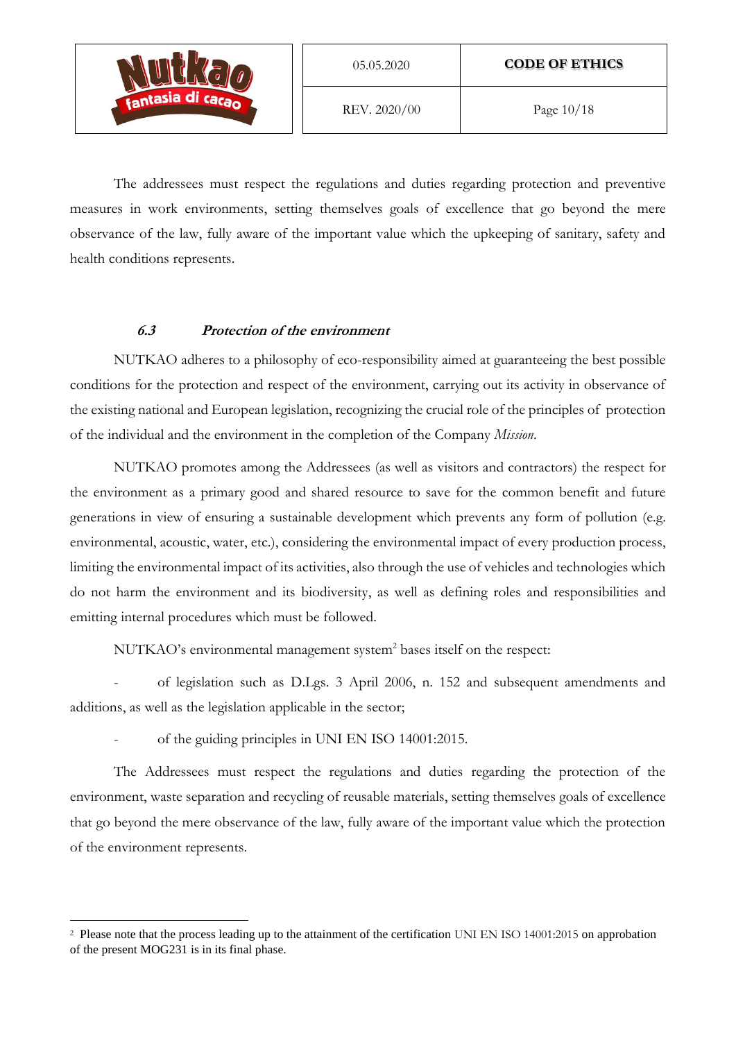The addressees must respect the regulations and duties regarding protection and preventive measures in work environments, setting themselves goals of excellence that go beyond the mere observance of the law, fully aware of the important value which the upkeeping of sanitary, safety and health conditions represents.

### *6.3 Protection of the environment*

NUTKAO adheres to a philosophy of eco-responsibility aimed at guaranteeing the best possible conditions for the protection and respect of the environment, carrying out its activity in observance of the existing national and European legislation, recognizing the crucial role of the principles of protection of the individual and the environment in the completion of the Company *Mission*.

NUTKAO promotes among the Addressees (as well as visitors and contractors) the respect for the environment as a primary good and shared resource to save for the common benefit and future generations in view of ensuring a sustainable development which prevents any form of pollution (e.g. environmental, acoustic, water, etc.), considering the environmental impact of every production process, limiting the environmental impact of its activities, also through the use of vehicles and technologies which do not harm the environment and its biodiversity, as well as defining roles and responsibilities and emitting internal procedures which must be followed.

NUTKAO's environmental management system[2] bases itself on the respect:

- of legislation such as D.Lgs. 3 April 2006, n. 152 and subsequent amendments and additions, as well as the legislation applicable in the sector;
- of the guiding principles in UNI EN ISO 14001:2015.

The Addressees must respect the regulations and duties regarding the protection of the environment, waste separation and recycling of reusable materials, setting themselves goals of excellence that go beyond the mere observance of the law, fully aware of the important value which the protection of the environment represents.

---

[2] Please note that the process leading up to the attainment of the certification UNI EN ISO 14001:2015 on approbation of the present MOG231 is in its final phase.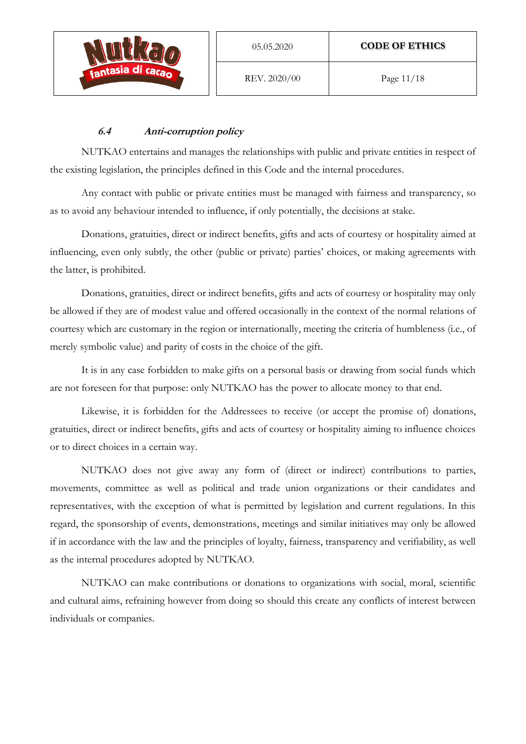### *6.4 Anti-corruption policy*

NUTKAO entertains and manages the relationships with public and private entities in respect of the existing legislation, the principles defined in this Code and the internal procedures.

Any contact with public or private entities must be managed with fairness and transparency, so as to avoid any behaviour intended to influence, if only potentially, the decisions at stake.

Donations, gratuities, direct or indirect benefits, gifts and acts of courtesy or hospitality aimed at influencing, even only subtly, the other (public or private) parties' choices, or making agreements with the latter, is prohibited.

Donations, gratuities, direct or indirect benefits, gifts and acts of courtesy or hospitality may only be allowed if they are of modest value and offered occasionally in the context of the normal relations of courtesy which are customary in the region or internationally, meeting the criteria of humbleness (i.e., of merely symbolic value) and parity of costs in the choice of the gift.

It is in any case forbidden to make gifts on a personal basis or drawing from social funds which are not foreseen for that purpose: only NUTKAO has the power to allocate money to that end.

Likewise, it is forbidden for the Addressees to receive (or accept the promise of) donations, gratuities, direct or indirect benefits, gifts and acts of courtesy or hospitality aiming to influence choices or to direct choices in a certain way.

NUTKAO does not give away any form of (direct or indirect) contributions to parties, movements, committee as well as political and trade union organizations or their candidates and representatives, with the exception of what is permitted by legislation and current regulations. In this regard, the sponsorship of events, demonstrations, meetings and similar initiatives may only be allowed if in accordance with the law and the principles of loyalty, fairness, transparency and verifiability, as well as the internal procedures adopted by NUTKAO.

NUTKAO can make contributions or donations to organizations with social, moral, scientific and cultural aims, refraining however from doing so should this create any conflicts of interest between individuals or companies.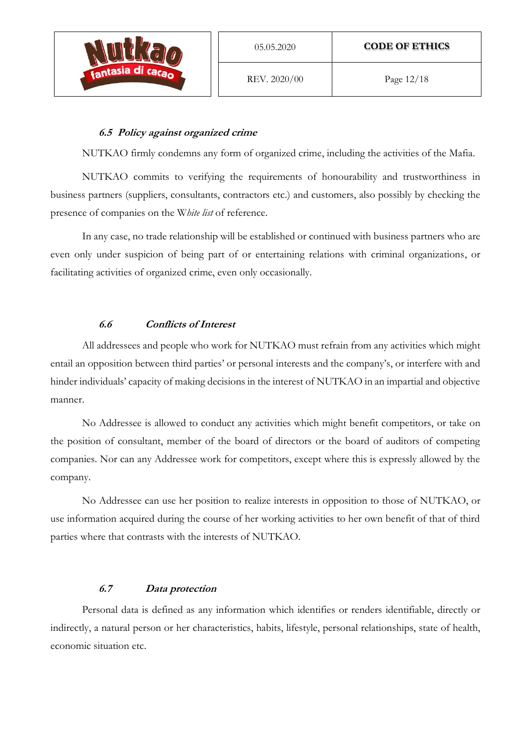### *6.5 Policy against organized crime*

NUTKAO firmly condemns any form of organized crime, including the activities of the Mafia.

NUTKAO commits to verifying the requirements of honourability and trustworthiness in business partners (suppliers, consultants, contractors etc.) and customers, also possibly by checking the presence of companies on the W*hite list* of reference.

In any case, no trade relationship will be established or continued with business partners who are even only under suspicion of being part of or entertaining relations with criminal organizations, or facilitating activities of organized crime, even only occasionally.

### *6.6 Conflicts of Interest*

All addressees and people who work for NUTKAO must refrain from any activities which might entail an opposition between third parties' or personal interests and the company's, or interfere with and hinder individuals' capacity of making decisions in the interest of NUTKAO in an impartial and objective manner.

No Addressee is allowed to conduct any activities which might benefit competitors, or take on the position of consultant, member of the board of directors or the board of auditors of competing companies. Nor can any Addressee work for competitors, except where this is expressly allowed by the company.

No Addressee can use her position to realize interests in opposition to those of NUTKAO, or use information acquired during the course of her working activities to her own benefit of that of third parties where that contrasts with the interests of NUTKAO.

### *6.7 Data protection*

Personal data is defined as any information which identifies or renders identifiable, directly or indirectly, a natural person or her characteristics, habits, lifestyle, personal relationships, state of health, economic situation etc.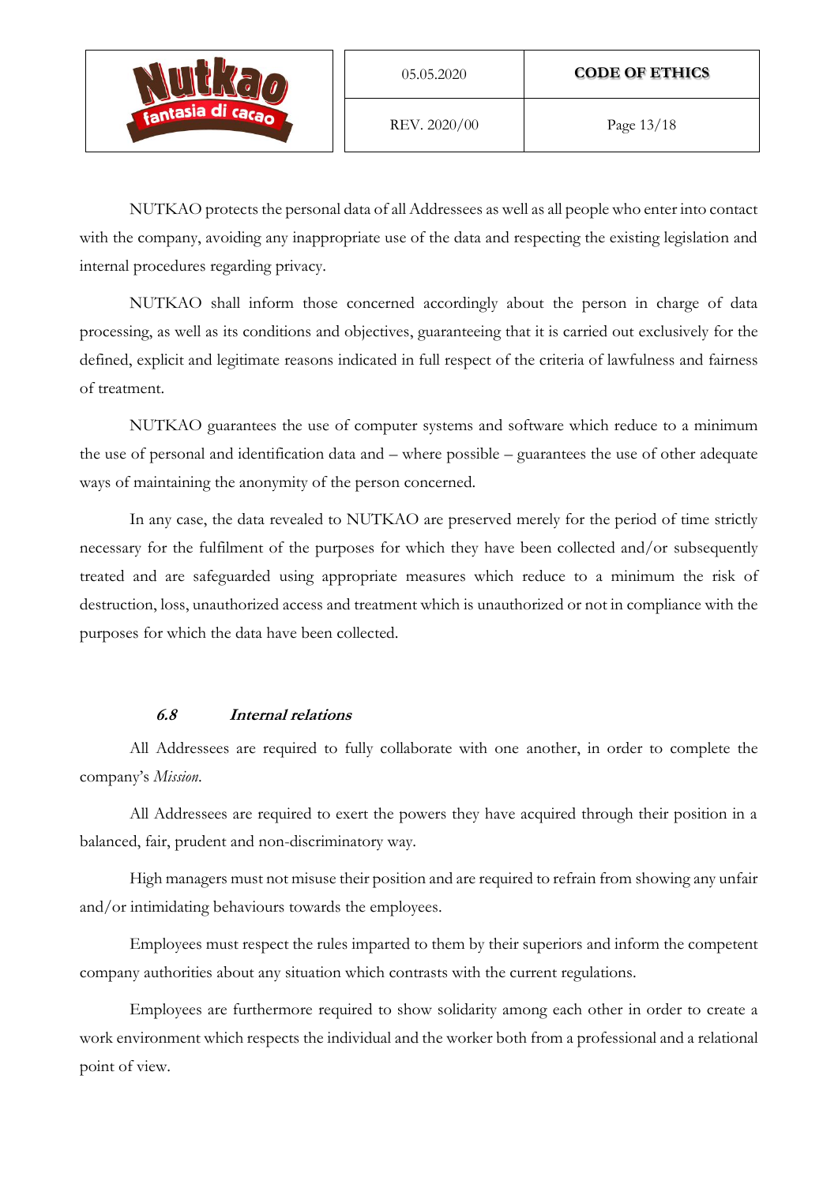NUTKAO protects the personal data of all Addressees as well as all people who enter into contact with the company, avoiding any inappropriate use of the data and respecting the existing legislation and internal procedures regarding privacy.

NUTKAO shall inform those concerned accordingly about the person in charge of data processing, as well as its conditions and objectives, guaranteeing that it is carried out exclusively for the defined, explicit and legitimate reasons indicated in full respect of the criteria of lawfulness and fairness of treatment.

NUTKAO guarantees the use of computer systems and software which reduce to a minimum the use of personal and identification data and – where possible – guarantees the use of other adequate ways of maintaining the anonymity of the person concerned.

In any case, the data revealed to NUTKAO are preserved merely for the period of time strictly necessary for the fulfilment of the purposes for which they have been collected and/or subsequently treated and are safeguarded using appropriate measures which reduce to a minimum the risk of destruction, loss, unauthorized access and treatment which is unauthorized or not in compliance with the purposes for which the data have been collected.

### *6.8 Internal relations*

All Addressees are required to fully collaborate with one another, in order to complete the company's *Mission*.

All Addressees are required to exert the powers they have acquired through their position in a balanced, fair, prudent and non-discriminatory way.

High managers must not misuse their position and are required to refrain from showing any unfair and/or intimidating behaviours towards the employees.

Employees must respect the rules imparted to them by their superiors and inform the competent company authorities about any situation which contrasts with the current regulations.

Employees are furthermore required to show solidarity among each other in order to create a work environment which respects the individual and the worker both from a professional and a relational point of view.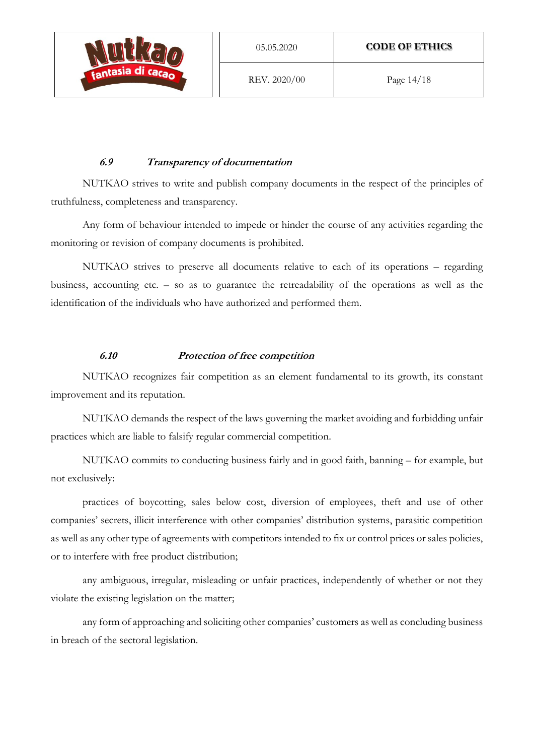### *6.9 Transparency of documentation*

NUTKAO strives to write and publish company documents in the respect of the principles of truthfulness, completeness and transparency.

Any form of behaviour intended to impede or hinder the course of any activities regarding the monitoring or revision of company documents is prohibited.

NUTKAO strives to preserve all documents relative to each of its operations – regarding business, accounting etc. – so as to guarantee the retreadability of the operations as well as the identification of the individuals who have authorized and performed them.

### *6.10 Protection of free competition*

NUTKAO recognizes fair competition as an element fundamental to its growth, its constant improvement and its reputation.

NUTKAO demands the respect of the laws governing the market avoiding and forbidding unfair practices which are liable to falsify regular commercial competition.

NUTKAO commits to conducting business fairly and in good faith, banning – for example, but not exclusively:

practices of boycotting, sales below cost, diversion of employees, theft and use of other companies' secrets, illicit interference with other companies' distribution systems, parasitic competition as well as any other type of agreements with competitors intended to fix or control prices or sales policies, or to interfere with free product distribution;

any ambiguous, irregular, misleading or unfair practices, independently of whether or not they violate the existing legislation on the matter;

any form of approaching and soliciting other companies' customers as well as concluding business in breach of the sectoral legislation.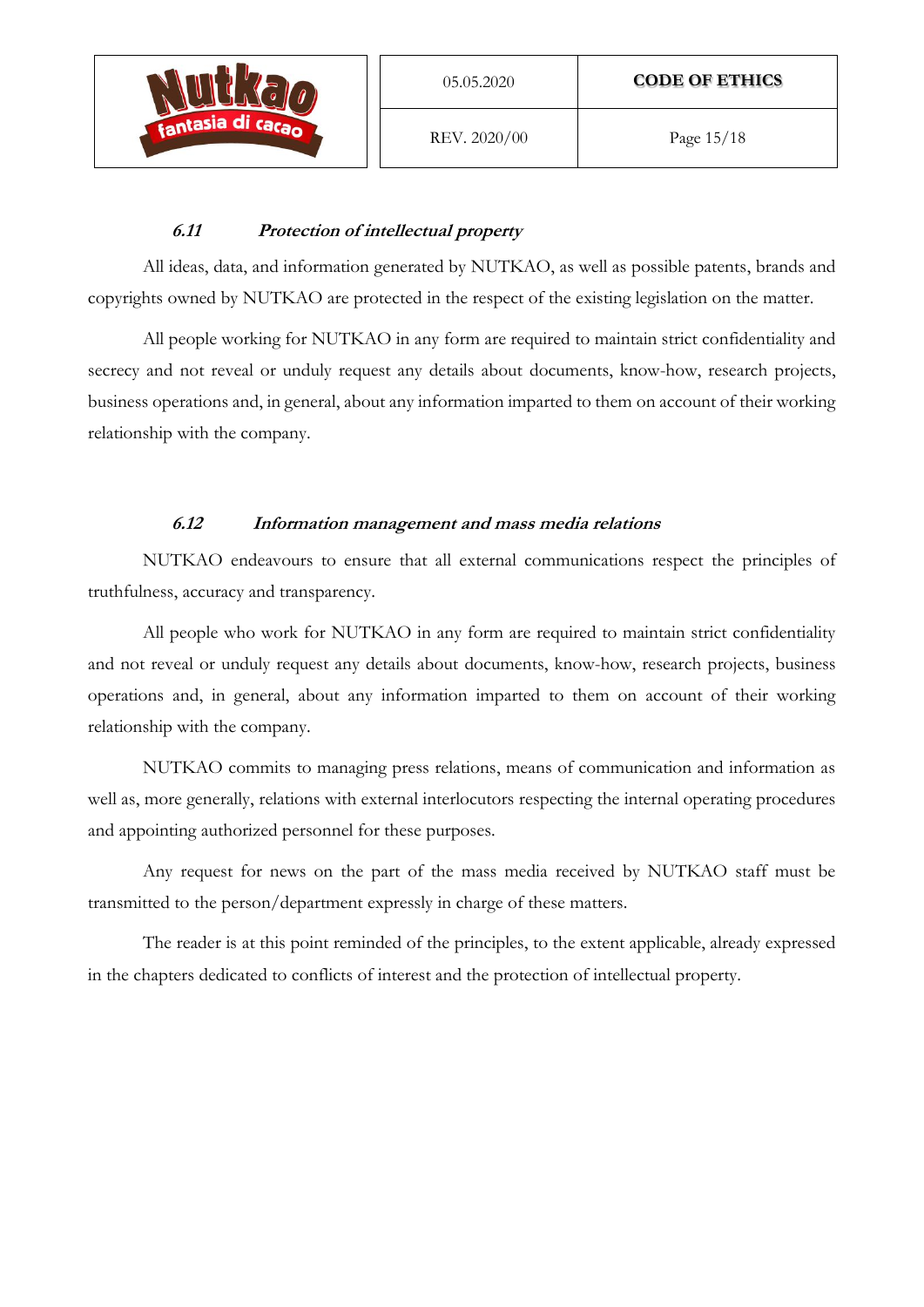### *6.11 Protection of intellectual property*

All ideas, data, and information generated by NUTKAO, as well as possible patents, brands and copyrights owned by NUTKAO are protected in the respect of the existing legislation on the matter.

All people working for NUTKAO in any form are required to maintain strict confidentiality and secrecy and not reveal or unduly request any details about documents, know-how, research projects, business operations and, in general, about any information imparted to them on account of their working relationship with the company.

### *6.12 Information management and mass media relations*

NUTKAO endeavours to ensure that all external communications respect the principles of truthfulness, accuracy and transparency.

All people who work for NUTKAO in any form are required to maintain strict confidentiality and not reveal or unduly request any details about documents, know-how, research projects, business operations and, in general, about any information imparted to them on account of their working relationship with the company.

NUTKAO commits to managing press relations, means of communication and information as well as, more generally, relations with external interlocutors respecting the internal operating procedures and appointing authorized personnel for these purposes.

Any request for news on the part of the mass media received by NUTKAO staff must be transmitted to the person/department expressly in charge of these matters.

The reader is at this point reminded of the principles, to the extent applicable, already expressed in the chapters dedicated to conflicts of interest and the protection of intellectual property.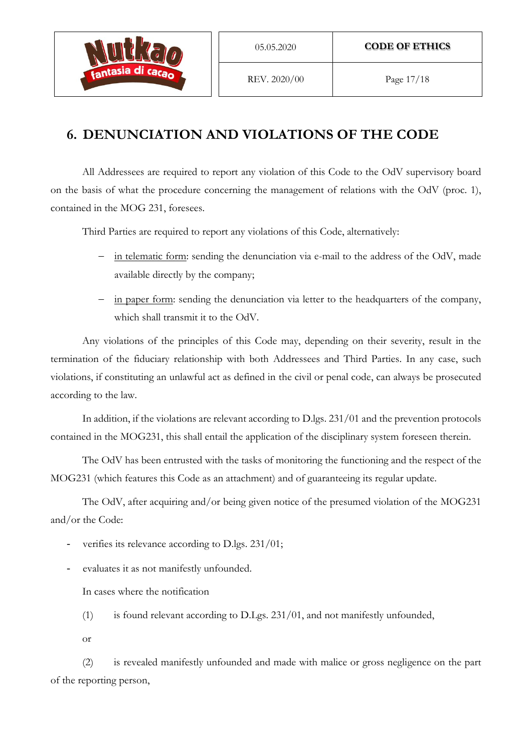## 6. DENUNCIATION AND VIOLATIONS OF THE CODE

All Addressees are required to report any violation of this Code to the OdV supervisory board on the basis of what the procedure concerning the management of relations with the OdV (proc. 1), contained in the MOG 231, foresees.

Third Parties are required to report any violations of this Code, alternatively:

- in telematic form: sending the denunciation via e-mail to the address of the OdV, made available directly by the company;
- in paper form: sending the denunciation via letter to the headquarters of the company, which shall transmit it to the OdV.

Any violations of the principles of this Code may, depending on their severity, result in the termination of the fiduciary relationship with both Addressees and Third Parties. In any case, such violations, if constituting an unlawful act as defined in the civil or penal code, can always be prosecuted according to the law.

In addition, if the violations are relevant according to D.lgs. 231/01 and the prevention protocols contained in the MOG231, this shall entail the application of the disciplinary system foreseen therein.

The OdV has been entrusted with the tasks of monitoring the functioning and the respect of the MOG231 (which features this Code as an attachment) and of guaranteeing its regular update.

The OdV, after acquiring and/or being given notice of the presumed violation of the MOG231 and/or the Code:

- verifies its relevance according to D.lgs. 231/01;
- evaluates it as not manifestly unfounded.

In cases where the notification

(1) is found relevant according to D.Lgs. 231/01, and not manifestly unfounded,

or

(2) is revealed manifestly unfounded and made with malice or gross negligence on the part of the reporting person,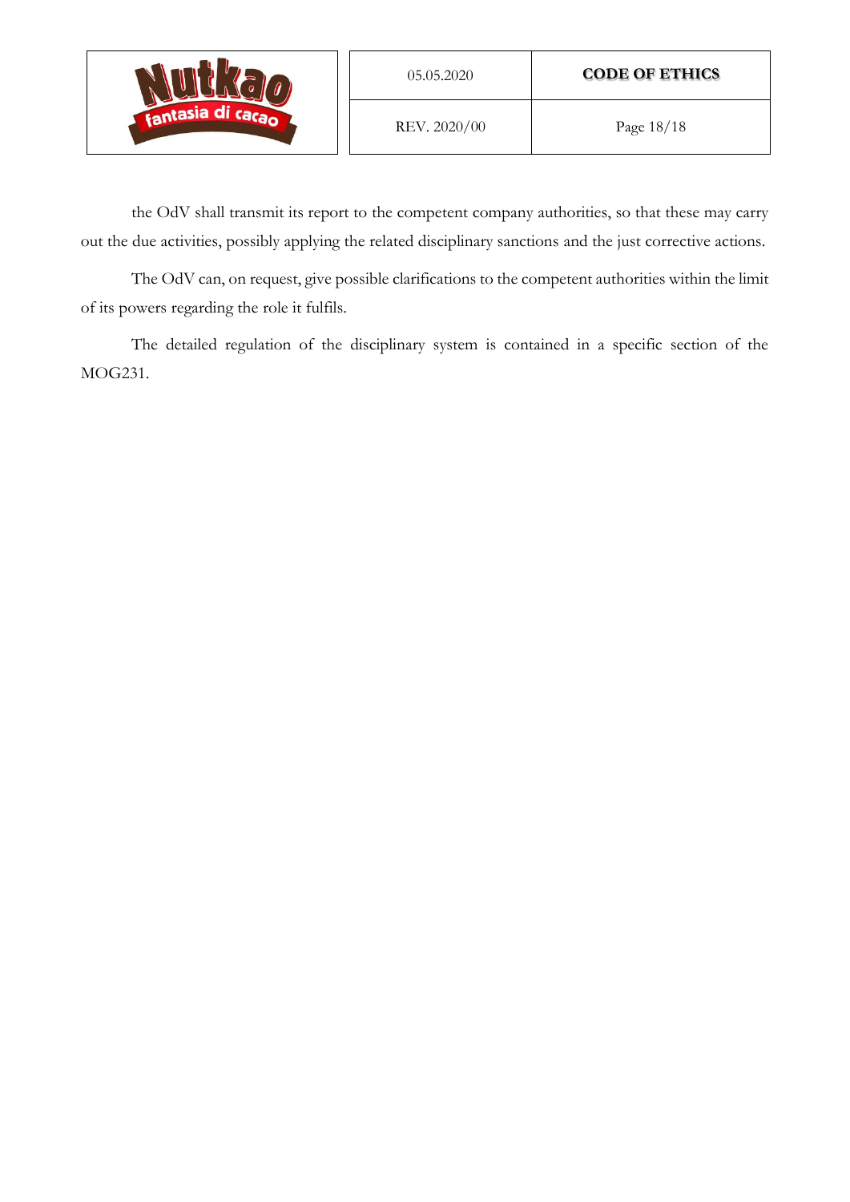the OdV shall transmit its report to the competent company authorities, so that these may carry out the due activities, possibly applying the related disciplinary sanctions and the just corrective actions.

The OdV can, on request, give possible clarifications to the competent authorities within the limit of its powers regarding the role it fulfils.

The detailed regulation of the disciplinary system is contained in a specific section of the MOG231.